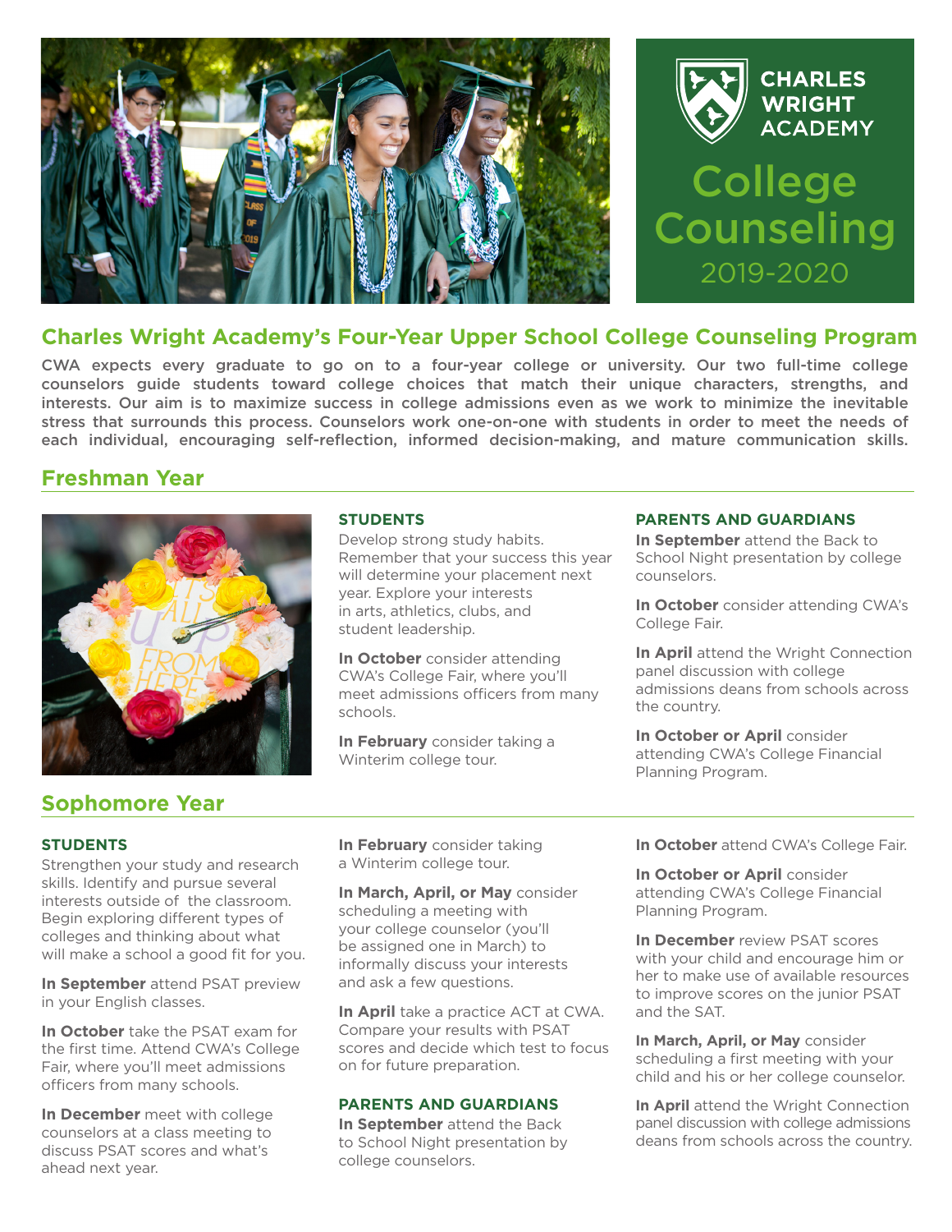# CHARLES WRIGHT ACADEMY

# College Counseling

2019-2020

## Charles Wright Academy's Four-Year Upper School College Counseling Program

**CWA expects every graduate to go on to a four-year college or university. Our two full-time college counselors guide students toward college choices that match their unique characters, strengths, and interests. Our aim is to maximize success in college admissions even as we work to minimize the inevitable stress that surrounds this process. Counselors work one-on-one with students in order to meet the needs of each individual, encouraging self-reflection, informed decision-making, and mature communication skills.**

## Freshman Year

### STUDENTS

Develop strong study habits. Remember that your success this year will determine your placement next year. Explore your interests in arts, athletics, clubs, and student leadership.

**In October** consider attending CWA's College Fair, where you'll meet admissions officers from many schools.

**In February** consider taking a Winterim college tour.

### PARENTS AND GUARDIANS

**In September** attend the Back to School Night presentation by college counselors.

**In October** consider attending CWA's College Fair.

**In April** attend the Wright Connection panel discussion with college admissions deans from schools across the country.

**In October or April** consider attending CWA's College Financial Planning Program.

## Sophomore Year

### STUDENTS

Strengthen your study and research skills. Identify and pursue several interests outside of the classroom. Begin exploring different types of colleges and thinking about what will make a school a good fit for you.

**In September** attend PSAT preview in your English classes.

**In October** take the PSAT exam for the first time. Attend CWA's College Fair, where you'll meet admissions officers from many schools.

**In December** meet with college counselors at a class meeting to discuss PSAT scores and what's ahead next year.

**In February** consider taking a Winterim college tour.

**In March, April, or May** consider scheduling a meeting with your college counselor (you'll be assigned one in March) to informally discuss your interests and ask a few questions.

**In April** take a practice ACT at CWA. Compare your results with PSAT scores and decide which test to focus on for future preparation.

### PARENTS AND GUARDIANS

**In September** attend the Back to School Night presentation by college counselors.

**In October** attend CWA's College Fair.

**In October or April** consider attending CWA's College Financial Planning Program.

**In December** review PSAT scores with your child and encourage him or her to make use of available resources to improve scores on the junior PSAT and the SAT.

**In March, April, or May** consider scheduling a first meeting with your child and his or her college counselor.

**In April** attend the Wright Connection panel discussion with college admissions deans from schools across the country.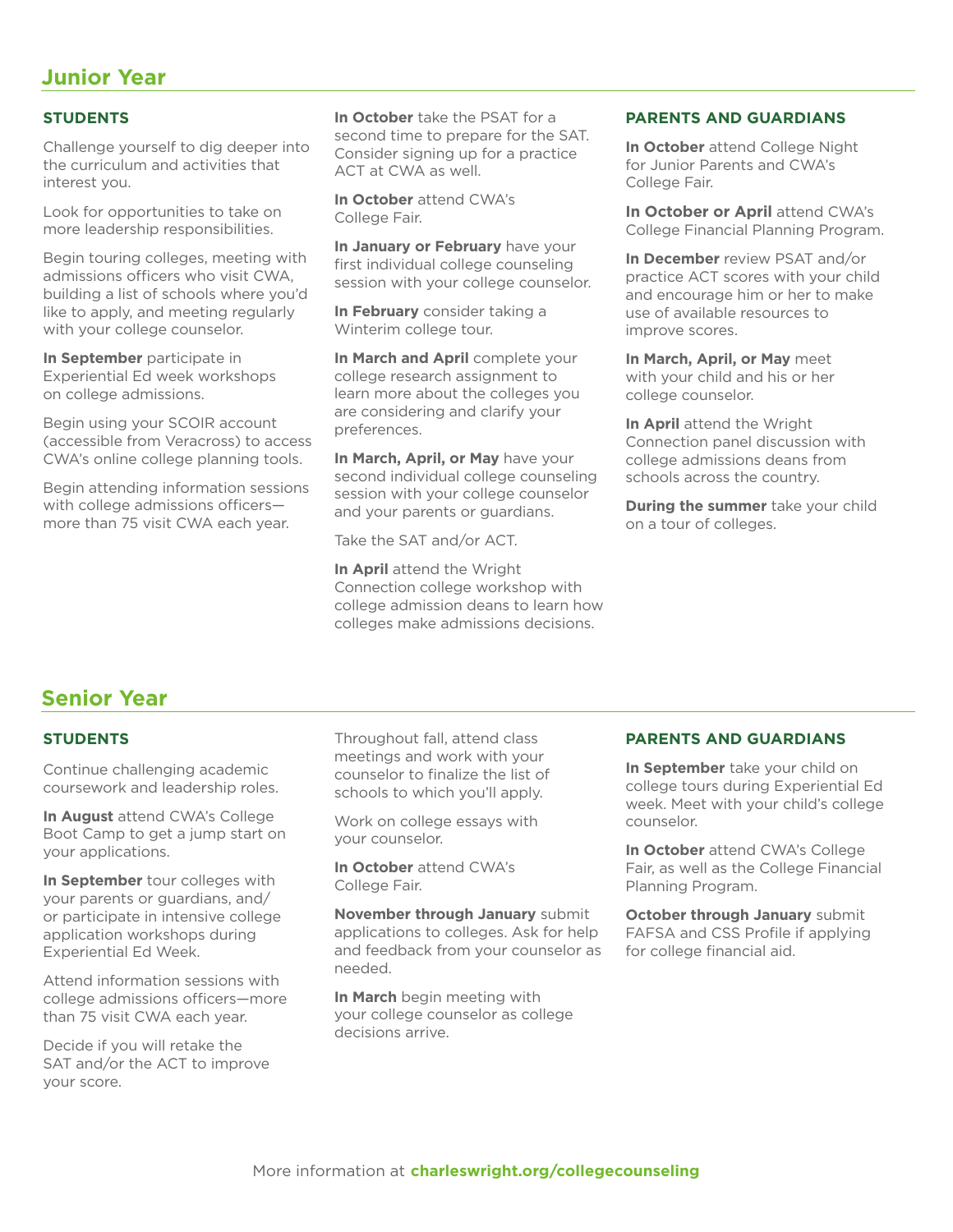## Junior Year

### STUDENTS

Challenge yourself to dig deeper into the curriculum and activities that interest you.

Look for opportunities to take on more leadership responsibilities.

Begin touring colleges, meeting with admissions officers who visit CWA, building a list of schools where you'd like to apply, and meeting regularly with your college counselor.

**In September** participate in Experiential Ed week workshops on college admissions.

Begin using your SCOIR account (accessible from Veracross) to access CWA's online college planning tools.

Begin attending information sessions with college admissions officers—more than 75 visit CWA each year.

**In October** take the PSAT for a second time to prepare for the SAT. Consider signing up for a practice ACT at CWA as well.

**In October** attend CWA's College Fair.

**In January or February** have your first individual college counseling session with your college counselor.

**In February** consider taking a Winterim college tour.

**In March and April** complete your college research assignment to learn more about the colleges you are considering and clarify your preferences.

**In March, April, or May** have your second individual college counseling session with your college counselor and your parents or guardians.

Take the SAT and/or ACT.

**In April** attend the Wright Connection college workshop with college admission deans to learn how colleges make admissions decisions.

### PARENTS AND GUARDIANS

**In October** attend College Night for Junior Parents and CWA's College Fair.

**In October or April** attend CWA's College Financial Planning Program.

**In December** review PSAT and/or practice ACT scores with your child and encourage him or her to make use of available resources to improve scores.

**In March, April, or May** meet with your child and his or her college counselor.

**In April** attend the Wright Connection panel discussion with college admissions deans from schools across the country.

**During the summer** take your child on a tour of colleges.

## Senior Year

### STUDENTS

Continue challenging academic coursework and leadership roles.

**In August** attend CWA's College Boot Camp to get a jump start on your applications.

**In September** tour colleges with your parents or guardians, and/or participate in intensive college application workshops during Experiential Ed Week.

Attend information sessions with college admissions officers—more than 75 visit CWA each year.

Decide if you will retake the SAT and/or the ACT to improve your score.

Throughout fall, attend class meetings and work with your counselor to finalize the list of schools to which you'll apply.

Work on college essays with your counselor.

**In October** attend CWA's College Fair.

**November through January** submit applications to colleges. Ask for help and feedback from your counselor as needed.

**In March** begin meeting with your college counselor as college decisions arrive.

### PARENTS AND GUARDIANS

**In September** take your child on college tours during Experiential Ed week. Meet with your child's college counselor.

**In October** attend CWA's College Fair, as well as the College Financial Planning Program.

**October through January** submit FAFSA and CSS Profile if applying for college financial aid.

More information at **charleswright.org/collegecounseling**